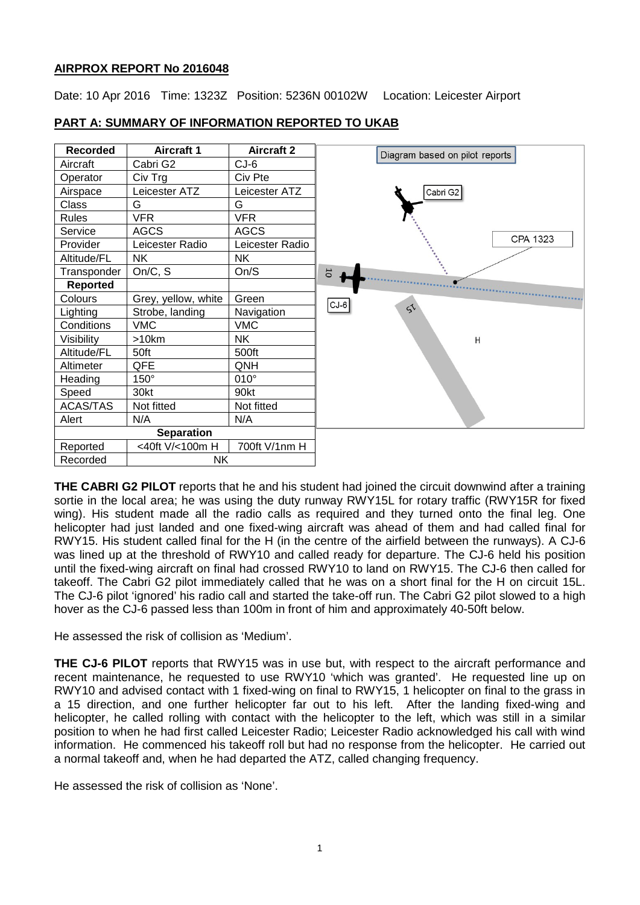**AIRPROX REPORT No 2016048**

Date: 10 Apr 2016 Time: 1323Z Position: 5236N 00102W Location: Leicester Airport

**PART A: SUMMARY OF INFORMATION REPORTED TO UKAB**

| Recorded | Aircraft 1 | Aircraft 2 |
|---|---|---|
| Aircraft | Cabri G2 | CJ-6 |
| Operator | Civ Trg | Civ Pte |
| Airspace | Leicester ATZ | Leicester ATZ |
| Class | G | G |
| Rules | VFR | VFR |
| Service | AGCS | AGCS |
| Provider | Leicester Radio | Leicester Radio |
| Altitude/FL | NK | NK |
| Transponder | On/C, S | On/S |
| **Reported** | | |
| Colours | Grey, yellow, white | Green |
| Lighting | Strobe, landing | Navigation |
| Conditions | VMC | VMC |
| Visibility | >10km | NK |
| Altitude/FL | 50ft | 500ft |
| Altimeter | QFE | QNH |
| Heading | 150° | 010° |
| Speed | 30kt | 90kt |
| ACAS/TAS | Not fitted | Not fitted |
| Alert | N/A | N/A |
| **Separation** | | |
| Reported | <40ft V/<100m H | 700ft V/1nm H |
| Recorded | NK | |

Diagram based on pilot reports

**THE CABRI G2 PILOT** reports that he and his student had joined the circuit downwind after a training sortie in the local area; he was using the duty runway RWY15L for rotary traffic (RWY15R for fixed wing). His student made all the radio calls as required and they turned onto the final leg. One helicopter had just landed and one fixed-wing aircraft was ahead of them and had called final for RWY15. His student called final for the H (in the centre of the airfield between the runways). A CJ-6 was lined up at the threshold of RWY10 and called ready for departure. The CJ-6 held his position until the fixed-wing aircraft on final had crossed RWY10 to land on RWY15. The CJ-6 then called for takeoff. The Cabri G2 pilot immediately called that he was on a short final for the H on circuit 15L. The CJ-6 pilot 'ignored' his radio call and started the take-off run. The Cabri G2 pilot slowed to a high hover as the CJ-6 passed less than 100m in front of him and approximately 40-50ft below.

He assessed the risk of collision as 'Medium'.

**THE CJ-6 PILOT** reports that RWY15 was in use but, with respect to the aircraft performance and recent maintenance, he requested to use RWY10 'which was granted'. He requested line up on RWY10 and advised contact with 1 fixed-wing on final to RWY15, 1 helicopter on final to the grass in a 15 direction, and one further helicopter far out to his left. After the landing fixed-wing and helicopter, he called rolling with contact with the helicopter to the left, which was still in a similar position to when he had first called Leicester Radio; Leicester Radio acknowledged his call with wind information. He commenced his takeoff roll but had no response from the helicopter. He carried out a normal takeoff and, when he had departed the ATZ, called changing frequency.

He assessed the risk of collision as 'None'.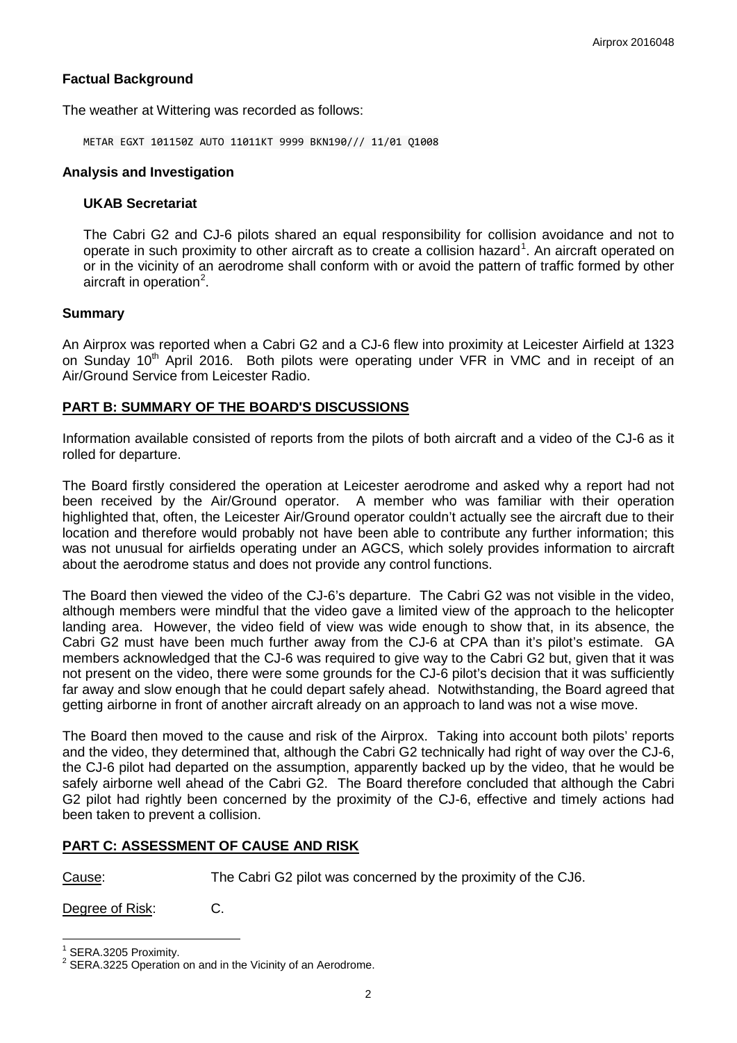### Factual Background

The weather at Wittering was recorded as follows:

```
METAR EGXT 101150Z AUTO 11011KT 9999 BKN190/// 11/01 Q1008
```

### Analysis and Investigation

#### UKAB Secretariat

The Cabri G2 and CJ-6 pilots shared an equal responsibility for collision avoidance and not to operate in such proximity to other aircraft as to create a collision hazard[1]. An aircraft operated on or in the vicinity of an aerodrome shall conform with or avoid the pattern of traffic formed by other aircraft in operation[2].

### Summary

An Airprox was reported when a Cabri G2 and a CJ-6 flew into proximity at Leicester Airfield at 1323 on Sunday 10th April 2016. Both pilots were operating under VFR in VMC and in receipt of an Air/Ground Service from Leicester Radio.

## PART B: SUMMARY OF THE BOARD'S DISCUSSIONS

Information available consisted of reports from the pilots of both aircraft and a video of the CJ-6 as it rolled for departure.

The Board firstly considered the operation at Leicester aerodrome and asked why a report had not been received by the Air/Ground operator. A member who was familiar with their operation highlighted that, often, the Leicester Air/Ground operator couldn't actually see the aircraft due to their location and therefore would probably not have been able to contribute any further information; this was not unusual for airfields operating under an AGCS, which solely provides information to aircraft about the aerodrome status and does not provide any control functions.

The Board then viewed the video of the CJ-6's departure. The Cabri G2 was not visible in the video, although members were mindful that the video gave a limited view of the approach to the helicopter landing area. However, the video field of view was wide enough to show that, in its absence, the Cabri G2 must have been much further away from the CJ-6 at CPA than it's pilot's estimate. GA members acknowledged that the CJ-6 was required to give way to the Cabri G2 but, given that it was not present on the video, there were some grounds for the CJ-6 pilot's decision that it was sufficiently far away and slow enough that he could depart safely ahead. Notwithstanding, the Board agreed that getting airborne in front of another aircraft already on an approach to land was not a wise move.

The Board then moved to the cause and risk of the Airprox. Taking into account both pilots' reports and the video, they determined that, although the Cabri G2 technically had right of way over the CJ-6, the CJ-6 pilot had departed on the assumption, apparently backed up by the video, that he would be safely airborne well ahead of the Cabri G2. The Board therefore concluded that although the Cabri G2 pilot had rightly been concerned by the proximity of the CJ-6, effective and timely actions had been taken to prevent a collision.

## PART C: ASSESSMENT OF CAUSE AND RISK

Cause: The Cabri G2 pilot was concerned by the proximity of the CJ6.

Degree of Risk: C.

---

[1] SERA.3205 Proximity.

[2] SERA.3225 Operation on and in the Vicinity of an Aerodrome.